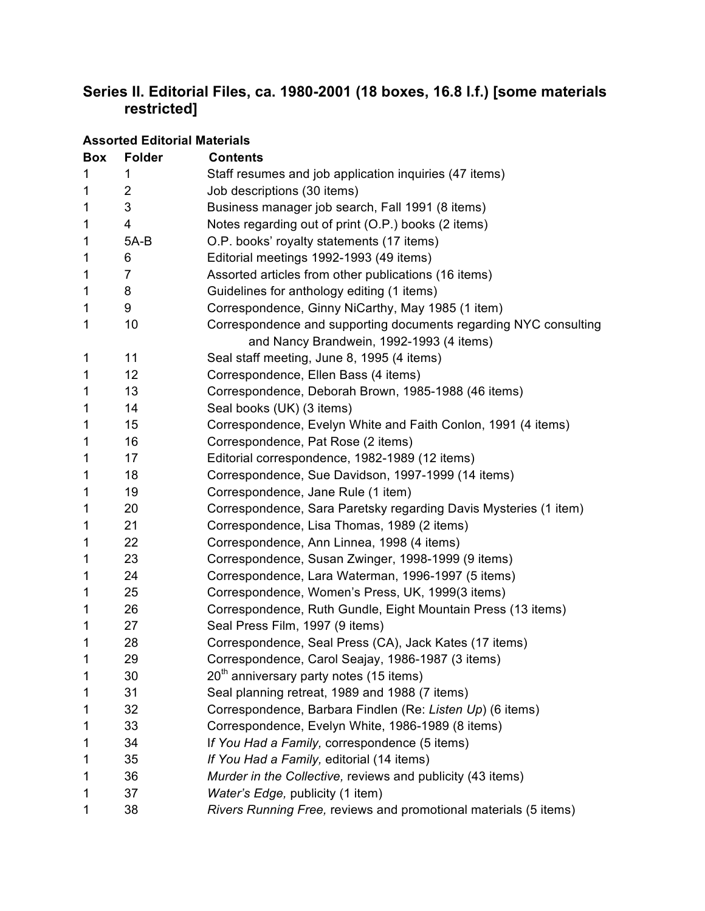## Series II. Editorial Files, ca. 1980-2001 (18 boxes, 16.8 l.f.) [some materials restricted]

### Assorted Editorial Materials

| Box | Folder | Contents |
|---|---|---|
| 1 | 1 | Staff resumes and job application inquiries (47 items) |
| 1 | 2 | Job descriptions (30 items) |
| 1 | 3 | Business manager job search, Fall 1991 (8 items) |
| 1 | 4 | Notes regarding out of print (O.P.) books (2 items) |
| 1 | 5A-B | O.P. books' royalty statements (17 items) |
| 1 | 6 | Editorial meetings 1992-1993 (49 items) |
| 1 | 7 | Assorted articles from other publications (16 items) |
| 1 | 8 | Guidelines for anthology editing (1 items) |
| 1 | 9 | Correspondence, Ginny NiCarthy, May 1985 (1 item) |
| 1 | 10 | Correspondence and supporting documents regarding NYC consulting and Nancy Brandwein, 1992-1993 (4 items) |
| 1 | 11 | Seal staff meeting, June 8, 1995 (4 items) |
| 1 | 12 | Correspondence, Ellen Bass (4 items) |
| 1 | 13 | Correspondence, Deborah Brown, 1985-1988 (46 items) |
| 1 | 14 | Seal books (UK) (3 items) |
| 1 | 15 | Correspondence, Evelyn White and Faith Conlon, 1991 (4 items) |
| 1 | 16 | Correspondence, Pat Rose (2 items) |
| 1 | 17 | Editorial correspondence, 1982-1989 (12 items) |
| 1 | 18 | Correspondence, Sue Davidson, 1997-1999 (14 items) |
| 1 | 19 | Correspondence, Jane Rule (1 item) |
| 1 | 20 | Correspondence, Sara Paretsky regarding Davis Mysteries (1 item) |
| 1 | 21 | Correspondence, Lisa Thomas, 1989 (2 items) |
| 1 | 22 | Correspondence, Ann Linnea, 1998 (4 items) |
| 1 | 23 | Correspondence, Susan Zwinger, 1998-1999 (9 items) |
| 1 | 24 | Correspondence, Lara Waterman, 1996-1997 (5 items) |
| 1 | 25 | Correspondence, Women's Press, UK, 1999(3 items) |
| 1 | 26 | Correspondence, Ruth Gundle, Eight Mountain Press (13 items) |
| 1 | 27 | Seal Press Film, 1997 (9 items) |
| 1 | 28 | Correspondence, Seal Press (CA), Jack Kates (17 items) |
| 1 | 29 | Correspondence, Carol Seajay, 1986-1987 (3 items) |
| 1 | 30 | 20th anniversary party notes (15 items) |
| 1 | 31 | Seal planning retreat, 1989 and 1988 (7 items) |
| 1 | 32 | Correspondence, Barbara Findlen (Re: *Listen Up*) (6 items) |
| 1 | 33 | Correspondence, Evelyn White, 1986-1989 (8 items) |
| 1 | 34 | I*f You Had a Family,* correspondence (5 items) |
| 1 | 35 | *If You Had a Family,* editorial (14 items) |
| 1 | 36 | *Murder in the Collective,* reviews and publicity (43 items) |
| 1 | 37 | *Water's Edge,* publicity (1 item) |
| 1 | 38 | *Rivers Running Free,* reviews and promotional materials (5 items) |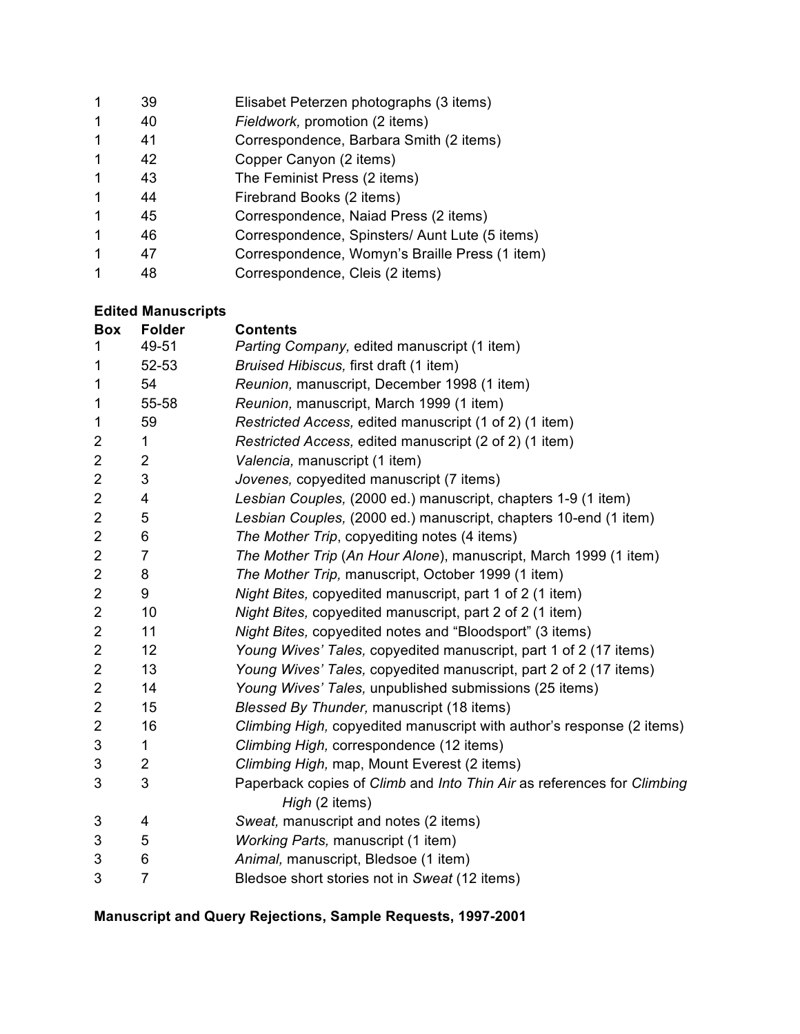| | | |
|---|---|---|
| 1 | 39 | Elisabet Peterzen photographs (3 items) |
| 1 | 40 | *Fieldwork,* promotion (2 items) |
| 1 | 41 | Correspondence, Barbara Smith (2 items) |
| 1 | 42 | Copper Canyon (2 items) |
| 1 | 43 | The Feminist Press (2 items) |
| 1 | 44 | Firebrand Books (2 items) |
| 1 | 45 | Correspondence, Naiad Press (2 items) |
| 1 | 46 | Correspondence, Spinsters/ Aunt Lute (5 items) |
| 1 | 47 | Correspondence, Womyn's Braille Press (1 item) |
| 1 | 48 | Correspondence, Cleis (2 items) |

**Edited Manuscripts**

| Box | Folder | Contents |
|---|---|---|
| 1 | 49-51 | *Parting Company,* edited manuscript (1 item) |
| 1 | 52-53 | *Bruised Hibiscus,* first draft (1 item) |
| 1 | 54 | *Reunion,* manuscript, December 1998 (1 item) |
| 1 | 55-58 | *Reunion,* manuscript, March 1999 (1 item) |
| 1 | 59 | *Restricted Access,* edited manuscript (1 of 2) (1 item) |
| 2 | 1 | *Restricted Access,* edited manuscript (2 of 2) (1 item) |
| 2 | 2 | *Valencia,* manuscript (1 item) |
| 2 | 3 | *Jovenes,* copyedited manuscript (7 items) |
| 2 | 4 | *Lesbian Couples,* (2000 ed.) manuscript, chapters 1-9 (1 item) |
| 2 | 5 | *Lesbian Couples,* (2000 ed.) manuscript, chapters 10-end (1 item) |
| 2 | 6 | *The Mother Trip*, copyediting notes (4 items) |
| 2 | 7 | *The Mother Trip* (*An Hour Alone*), manuscript, March 1999 (1 item) |
| 2 | 8 | *The Mother Trip,* manuscript, October 1999 (1 item) |
| 2 | 9 | *Night Bites,* copyedited manuscript, part 1 of 2 (1 item) |
| 2 | 10 | *Night Bites,* copyedited manuscript, part 2 of 2 (1 item) |
| 2 | 11 | *Night Bites,* copyedited notes and "Bloodsport" (3 items) |
| 2 | 12 | *Young Wives' Tales,* copyedited manuscript, part 1 of 2 (17 items) |
| 2 | 13 | *Young Wives' Tales,* copyedited manuscript, part 2 of 2 (17 items) |
| 2 | 14 | *Young Wives' Tales,* unpublished submissions (25 items) |
| 2 | 15 | *Blessed By Thunder,* manuscript (18 items) |
| 2 | 16 | *Climbing High,* copyedited manuscript with author's response (2 items) |
| 3 | 1 | *Climbing High,* correspondence (12 items) |
| 3 | 2 | *Climbing High,* map, Mount Everest (2 items) |
| 3 | 3 | Paperback copies of *Climb* and *Into Thin Air* as references for *Climbing High* (2 items) |
| 3 | 4 | *Sweat,* manuscript and notes (2 items) |
| 3 | 5 | *Working Parts,* manuscript (1 item) |
| 3 | 6 | *Animal,* manuscript, Bledsoe (1 item) |
| 3 | 7 | Bledsoe short stories not in *Sweat* (12 items) |

**Manuscript and Query Rejections, Sample Requests, 1997-2001**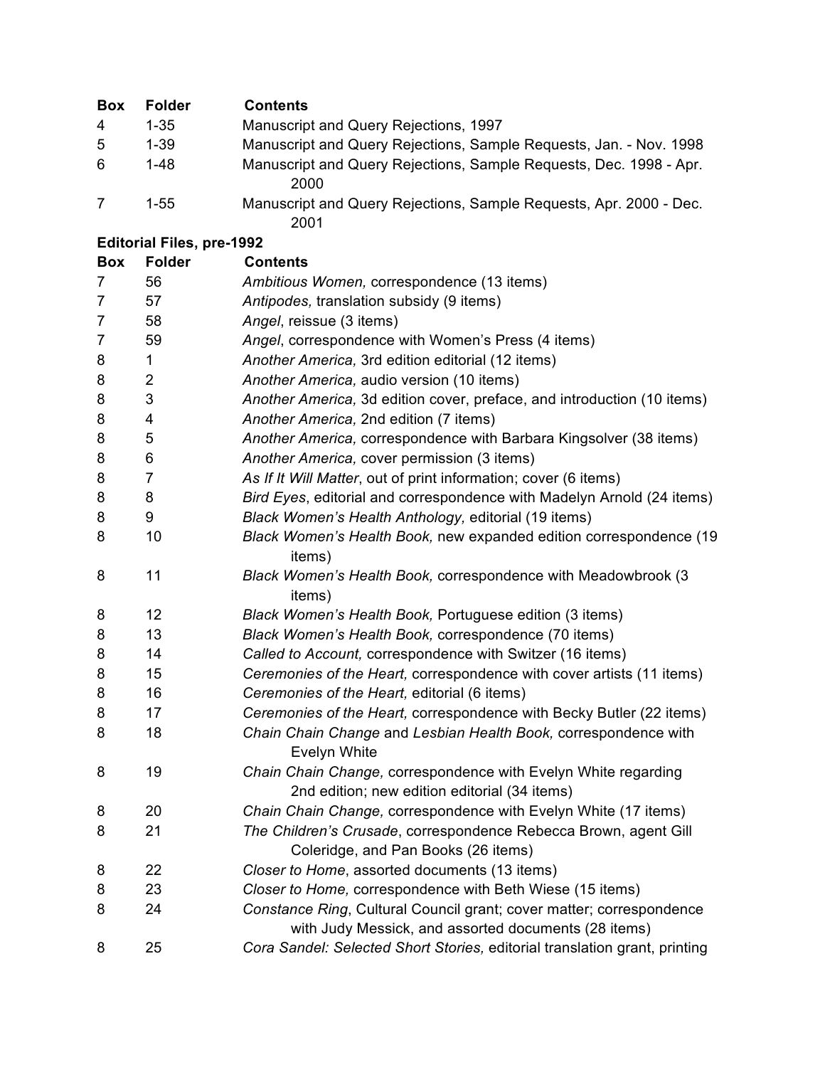| Box | Folder | Contents |
|---|---|---|
| 4 | 1-35 | Manuscript and Query Rejections, 1997 |
| 5 | 1-39 | Manuscript and Query Rejections, Sample Requests, Jan. - Nov. 1998 |
| 6 | 1-48 | Manuscript and Query Rejections, Sample Requests, Dec. 1998 - Apr. 2000 |
| 7 | 1-55 | Manuscript and Query Rejections, Sample Requests, Apr. 2000 - Dec. 2001 |

**Editorial Files, pre-1992**

| Box | Folder | Contents |
|---|---|---|
| 7 | 56 | *Ambitious Women,* correspondence (13 items) |
| 7 | 57 | *Antipodes,* translation subsidy (9 items) |
| 7 | 58 | *Angel*, reissue (3 items) |
| 7 | 59 | *Angel*, correspondence with Women's Press (4 items) |
| 8 | 1 | *Another America,* 3rd edition editorial (12 items) |
| 8 | 2 | *Another America,* audio version (10 items) |
| 8 | 3 | *Another America,* 3d edition cover, preface, and introduction (10 items) |
| 8 | 4 | *Another America,* 2nd edition (7 items) |
| 8 | 5 | *Another America,* correspondence with Barbara Kingsolver (38 items) |
| 8 | 6 | *Another America,* cover permission (3 items) |
| 8 | 7 | *As If It Will Matter*, out of print information; cover (6 items) |
| 8 | 8 | *Bird Eyes*, editorial and correspondence with Madelyn Arnold (24 items) |
| 8 | 9 | *Black Women's Health Anthology,* editorial (19 items) |
| 8 | 10 | *Black Women's Health Book,* new expanded edition correspondence (19 items) |
| 8 | 11 | *Black Women's Health Book,* correspondence with Meadowbrook (3 items) |
| 8 | 12 | *Black Women's Health Book,* Portuguese edition (3 items) |
| 8 | 13 | *Black Women's Health Book,* correspondence (70 items) |
| 8 | 14 | *Called to Account,* correspondence with Switzer (16 items) |
| 8 | 15 | *Ceremonies of the Heart,* correspondence with cover artists (11 items) |
| 8 | 16 | *Ceremonies of the Heart,* editorial (6 items) |
| 8 | 17 | *Ceremonies of the Heart,* correspondence with Becky Butler (22 items) |
| 8 | 18 | *Chain Chain Change* and *Lesbian Health Book,* correspondence with Evelyn White |
| 8 | 19 | *Chain Chain Change,* correspondence with Evelyn White regarding 2nd edition; new edition editorial (34 items) |
| 8 | 20 | *Chain Chain Change,* correspondence with Evelyn White (17 items) |
| 8 | 21 | *The Children's Crusade*, correspondence Rebecca Brown, agent Gill Coleridge, and Pan Books (26 items) |
| 8 | 22 | *Closer to Home*, assorted documents (13 items) |
| 8 | 23 | *Closer to Home,* correspondence with Beth Wiese (15 items) |
| 8 | 24 | *Constance Ring*, Cultural Council grant; cover matter; correspondence with Judy Messick, and assorted documents (28 items) |
| 8 | 25 | *Cora Sandel: Selected Short Stories,* editorial translation grant, printing |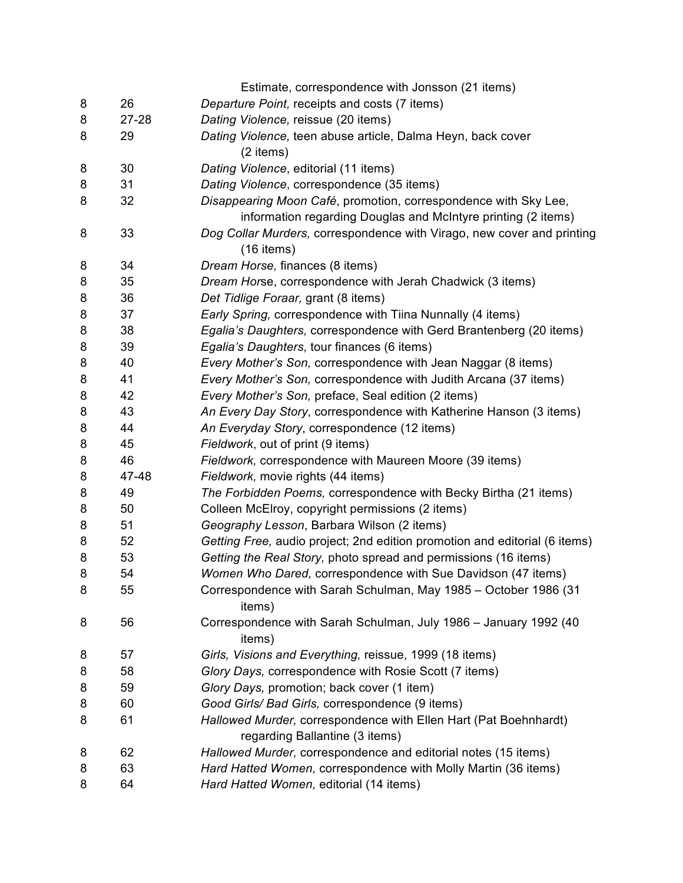|   |   | Estimate, correspondence with Jonsson (21 items) |
|---|---|---|
| 8 | 26 | *Departure Point,* receipts and costs (7 items) |
| 8 | 27-28 | *Dating Violence,* reissue (20 items) |
| 8 | 29 | *Dating Violence,* teen abuse article, Dalma Heyn, back cover (2 items) |
| 8 | 30 | *Dating Violence*, editorial (11 items) |
| 8 | 31 | *Dating Violence*, correspondence (35 items) |
| 8 | 32 | *Disappearing Moon Café*, promotion, correspondence with Sky Lee, information regarding Douglas and McIntyre printing (2 items) |
| 8 | 33 | *Dog Collar Murders,* correspondence with Virago, new cover and printing (16 items) |
| 8 | 34 | *Dream Horse,* finances (8 items) |
| 8 | 35 | *Dream Horse*, correspondence with Jerah Chadwick (3 items) |
| 8 | 36 | *Det Tidlige Foraar,* grant (8 items) |
| 8 | 37 | *Early Spring,* correspondence with Tiina Nunnally (4 items) |
| 8 | 38 | *Egalia's Daughters,* correspondence with Gerd Brantenberg (20 items) |
| 8 | 39 | *Egalia's Daughters,* tour finances (6 items) |
| 8 | 40 | *Every Mother's Son,* correspondence with Jean Naggar (8 items) |
| 8 | 41 | *Every Mother's Son,* correspondence with Judith Arcana (37 items) |
| 8 | 42 | *Every Mother's Son,* preface, Seal edition (2 items) |
| 8 | 43 | *An Every Day Story*, correspondence with Katherine Hanson (3 items) |
| 8 | 44 | *An Everyday Story*, correspondence (12 items) |
| 8 | 45 | *Fieldwork*, out of print (9 items) |
| 8 | 46 | *Fieldwork,* correspondence with Maureen Moore (39 items) |
| 8 | 47-48 | *Fieldwork,* movie rights (44 items) |
| 8 | 49 | *The Forbidden Poems,* correspondence with Becky Birtha (21 items) |
| 8 | 50 | Colleen McElroy, copyright permissions (2 items) |
| 8 | 51 | *Geography Lesson*, Barbara Wilson (2 items) |
| 8 | 52 | *Getting Free,* audio project; 2nd edition promotion and editorial (6 items) |
| 8 | 53 | *Getting the Real Story,* photo spread and permissions (16 items) |
| 8 | 54 | *Women Who Dared,* correspondence with Sue Davidson (47 items) |
| 8 | 55 | Correspondence with Sarah Schulman, May 1985 – October 1986 (31 items) |
| 8 | 56 | Correspondence with Sarah Schulman, July 1986 – January 1992 (40 items) |
| 8 | 57 | *Girls, Visions and Everything,* reissue, 1999 (18 items) |
| 8 | 58 | *Glory Days,* correspondence with Rosie Scott (7 items) |
| 8 | 59 | *Glory Days,* promotion; back cover (1 item) |
| 8 | 60 | *Good Girls/ Bad Girls,* correspondence (9 items) |
| 8 | 61 | *Hallowed Murder,* correspondence with Ellen Hart (Pat Boehnhardt) regarding Ballantine (3 items) |
| 8 | 62 | *Hallowed Murder,* correspondence and editorial notes (15 items) |
| 8 | 63 | *Hard Hatted Women,* correspondence with Molly Martin (36 items) |
| 8 | 64 | *Hard Hatted Women,* editorial (14 items) |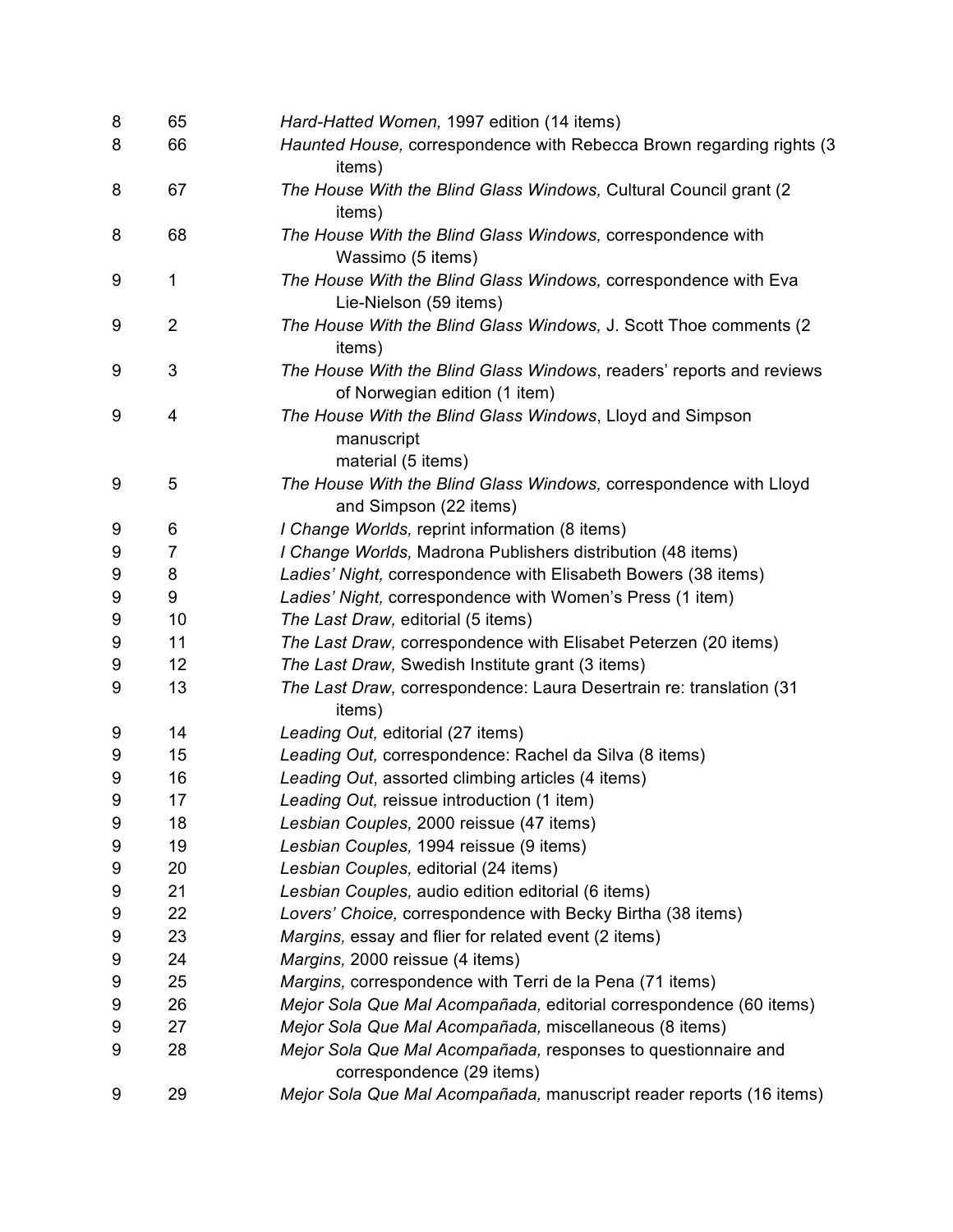| Box | Folder | Description |
|---|---|---|
| 8 | 65 | *Hard-Hatted Women,* 1997 edition (14 items) |
| 8 | 66 | *Haunted House,* correspondence with Rebecca Brown regarding rights (3 items) |
| 8 | 67 | *The House With the Blind Glass Windows,* Cultural Council grant (2 items) |
| 8 | 68 | *The House With the Blind Glass Windows,* correspondence with Wassimo (5 items) |
| 9 | 1 | *The House With the Blind Glass Windows,* correspondence with Eva Lie-Nielson (59 items) |
| 9 | 2 | *The House With the Blind Glass Windows,* J. Scott Thoe comments (2 items) |
| 9 | 3 | *The House With the Blind Glass Windows*, readers' reports and reviews of Norwegian edition (1 item) |
| 9 | 4 | *The House With the Blind Glass Windows*, Lloyd and Simpson manuscript material (5 items) |
| 9 | 5 | *The House With the Blind Glass Windows,* correspondence with Lloyd and Simpson (22 items) |
| 9 | 6 | *I Change Worlds,* reprint information (8 items) |
| 9 | 7 | *I Change Worlds,* Madrona Publishers distribution (48 items) |
| 9 | 8 | *Ladies' Night,* correspondence with Elisabeth Bowers (38 items) |
| 9 | 9 | *Ladies' Night,* correspondence with Women's Press (1 item) |
| 9 | 10 | *The Last Draw,* editorial (5 items) |
| 9 | 11 | *The Last Draw,* correspondence with Elisabet Peterzen (20 items) |
| 9 | 12 | *The Last Draw,* Swedish Institute grant (3 items) |
| 9 | 13 | *The Last Draw,* correspondence: Laura Desertrain re: translation (31 items) |
| 9 | 14 | *Leading Out,* editorial (27 items) |
| 9 | 15 | *Leading Out,* correspondence: Rachel da Silva (8 items) |
| 9 | 16 | *Leading Out*, assorted climbing articles (4 items) |
| 9 | 17 | *Leading Out,* reissue introduction (1 item) |
| 9 | 18 | *Lesbian Couples,* 2000 reissue (47 items) |
| 9 | 19 | *Lesbian Couples,* 1994 reissue (9 items) |
| 9 | 20 | *Lesbian Couples,* editorial (24 items) |
| 9 | 21 | *Lesbian Couples,* audio edition editorial (6 items) |
| 9 | 22 | *Lovers' Choice,* correspondence with Becky Birtha (38 items) |
| 9 | 23 | *Margins,* essay and flier for related event (2 items) |
| 9 | 24 | *Margins,* 2000 reissue (4 items) |
| 9 | 25 | *Margins,* correspondence with Terri de la Pena (71 items) |
| 9 | 26 | *Mejor Sola Que Mal Acompañada,* editorial correspondence (60 items) |
| 9 | 27 | *Mejor Sola Que Mal Acompañada,* miscellaneous (8 items) |
| 9 | 28 | *Mejor Sola Que Mal Acompañada,* responses to questionnaire and correspondence (29 items) |
| 9 | 29 | *Mejor Sola Que Mal Acompañada,* manuscript reader reports (16 items) |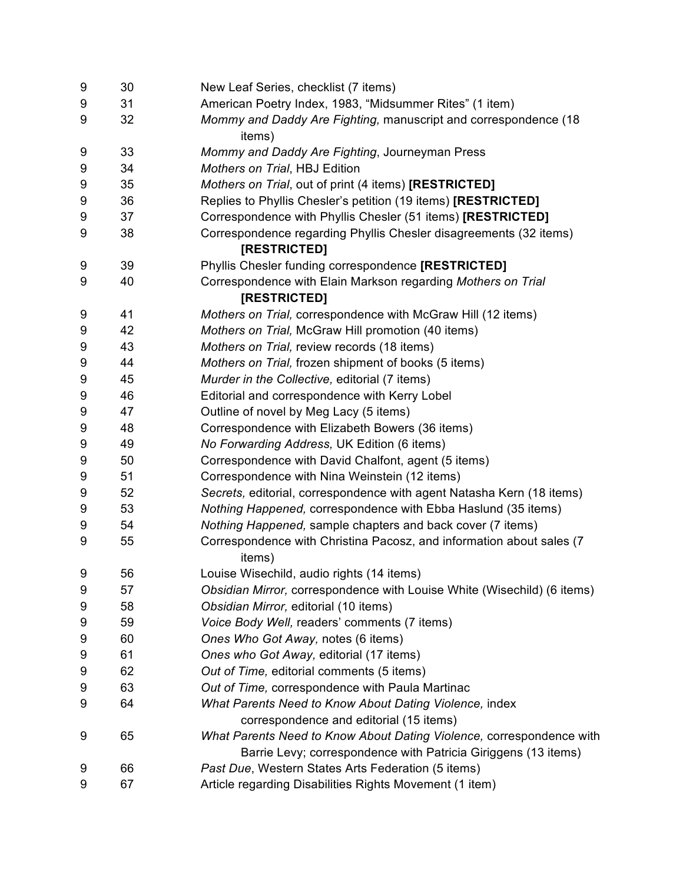| | | |
|---|---|---|
| 9 | 30 | New Leaf Series, checklist (7 items) |
| 9 | 31 | American Poetry Index, 1983, "Midsummer Rites" (1 item) |
| 9 | 32 | *Mommy and Daddy Are Fighting,* manuscript and correspondence (18 items) |
| 9 | 33 | *Mommy and Daddy Are Fighting*, Journeyman Press |
| 9 | 34 | *Mothers on Trial*, HBJ Edition |
| 9 | 35 | *Mothers on Trial*, out of print (4 items) **[RESTRICTED]** |
| 9 | 36 | Replies to Phyllis Chesler's petition (19 items) **[RESTRICTED]** |
| 9 | 37 | Correspondence with Phyllis Chesler (51 items) **[RESTRICTED]** |
| 9 | 38 | Correspondence regarding Phyllis Chesler disagreements (32 items) **[RESTRICTED]** |
| 9 | 39 | Phyllis Chesler funding correspondence **[RESTRICTED]** |
| 9 | 40 | Correspondence with Elain Markson regarding *Mothers on Trial* **[RESTRICTED]** |
| 9 | 41 | *Mothers on Trial,* correspondence with McGraw Hill (12 items) |
| 9 | 42 | *Mothers on Trial,* McGraw Hill promotion (40 items) |
| 9 | 43 | *Mothers on Trial,* review records (18 items) |
| 9 | 44 | *Mothers on Trial,* frozen shipment of books (5 items) |
| 9 | 45 | *Murder in the Collective,* editorial (7 items) |
| 9 | 46 | Editorial and correspondence with Kerry Lobel |
| 9 | 47 | Outline of novel by Meg Lacy (5 items) |
| 9 | 48 | Correspondence with Elizabeth Bowers (36 items) |
| 9 | 49 | *No Forwarding Address,* UK Edition (6 items) |
| 9 | 50 | Correspondence with David Chalfont, agent (5 items) |
| 9 | 51 | Correspondence with Nina Weinstein (12 items) |
| 9 | 52 | *Secrets,* editorial, correspondence with agent Natasha Kern (18 items) |
| 9 | 53 | *Nothing Happened,* correspondence with Ebba Haslund (35 items) |
| 9 | 54 | *Nothing Happened,* sample chapters and back cover (7 items) |
| 9 | 55 | Correspondence with Christina Pacosz, and information about sales (7 items) |
| 9 | 56 | Louise Wisechild, audio rights (14 items) |
| 9 | 57 | *Obsidian Mirror,* correspondence with Louise White (Wisechild) (6 items) |
| 9 | 58 | *Obsidian Mirror,* editorial (10 items) |
| 9 | 59 | *Voice Body Well,* readers' comments (7 items) |
| 9 | 60 | *Ones Who Got Away,* notes (6 items) |
| 9 | 61 | *Ones who Got Away,* editorial (17 items) |
| 9 | 62 | *Out of Time,* editorial comments (5 items) |
| 9 | 63 | *Out of Time,* correspondence with Paula Martinac |
| 9 | 64 | *What Parents Need to Know About Dating Violence,* index correspondence and editorial (15 items) |
| 9 | 65 | *What Parents Need to Know About Dating Violence,* correspondence with Barrie Levy; correspondence with Patricia Giriggens (13 items) |
| 9 | 66 | *Past Due*, Western States Arts Federation (5 items) |
| 9 | 67 | Article regarding Disabilities Rights Movement (1 item) |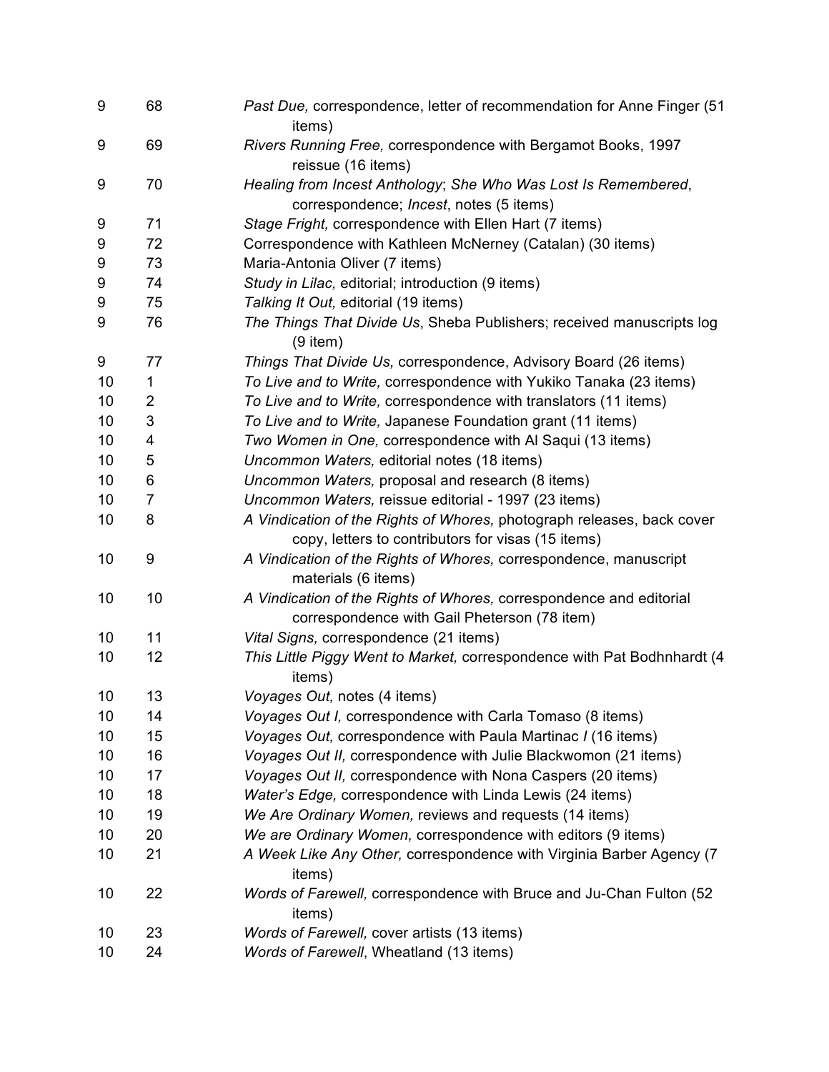| | | |
|---|---|---|
| 9 | 68 | *Past Due,* correspondence, letter of recommendation for Anne Finger (51 items) |
| 9 | 69 | *Rivers Running Free,* correspondence with Bergamot Books, 1997 reissue (16 items) |
| 9 | 70 | *Healing from Incest Anthology*; *She Who Was Lost Is Remembered*, correspondence; *Incest*, notes (5 items) |
| 9 | 71 | *Stage Fright,* correspondence with Ellen Hart (7 items) |
| 9 | 72 | Correspondence with Kathleen McNerney (Catalan) (30 items) |
| 9 | 73 | Maria-Antonia Oliver (7 items) |
| 9 | 74 | *Study in Lilac,* editorial; introduction (9 items) |
| 9 | 75 | *Talking It Out,* editorial (19 items) |
| 9 | 76 | *The Things That Divide Us*, Sheba Publishers; received manuscripts log (9 item) |
| 9 | 77 | *Things That Divide Us,* correspondence, Advisory Board (26 items) |
| 10 | 1 | *To Live and to Write,* correspondence with Yukiko Tanaka (23 items) |
| 10 | 2 | *To Live and to Write,* correspondence with translators (11 items) |
| 10 | 3 | *To Live and to Write,* Japanese Foundation grant (11 items) |
| 10 | 4 | *Two Women in One,* correspondence with Al Saqui (13 items) |
| 10 | 5 | *Uncommon Waters,* editorial notes (18 items) |
| 10 | 6 | *Uncommon Waters,* proposal and research (8 items) |
| 10 | 7 | *Uncommon Waters,* reissue editorial - 1997 (23 items) |
| 10 | 8 | *A Vindication of the Rights of Whores,* photograph releases, back cover copy, letters to contributors for visas (15 items) |
| 10 | 9 | *A Vindication of the Rights of Whores,* correspondence, manuscript materials (6 items) |
| 10 | 10 | *A Vindication of the Rights of Whores,* correspondence and editorial correspondence with Gail Pheterson (78 item) |
| 10 | 11 | *Vital Signs,* correspondence (21 items) |
| 10 | 12 | *This Little Piggy Went to Market,* correspondence with Pat Bodhnhardt (4 items) |
| 10 | 13 | *Voyages Out,* notes (4 items) |
| 10 | 14 | *Voyages Out I,* correspondence with Carla Tomaso (8 items) |
| 10 | 15 | *Voyages Out,* correspondence with Paula Martinac *I* (16 items) |
| 10 | 16 | *Voyages Out II,* correspondence with Julie Blackwomon (21 items) |
| 10 | 17 | *Voyages Out II,* correspondence with Nona Caspers (20 items) |
| 10 | 18 | *Water's Edge,* correspondence with Linda Lewis (24 items) |
| 10 | 19 | *We Are Ordinary Women,* reviews and requests (14 items) |
| 10 | 20 | *We are Ordinary Women,* correspondence with editors (9 items) |
| 10 | 21 | *A Week Like Any Other,* correspondence with Virginia Barber Agency (7 items) |
| 10 | 22 | *Words of Farewell,* correspondence with Bruce and Ju-Chan Fulton (52 items) |
| 10 | 23 | *Words of Farewell,* cover artists (13 items) |
| 10 | 24 | *Words of Farewell*, Wheatland (13 items) |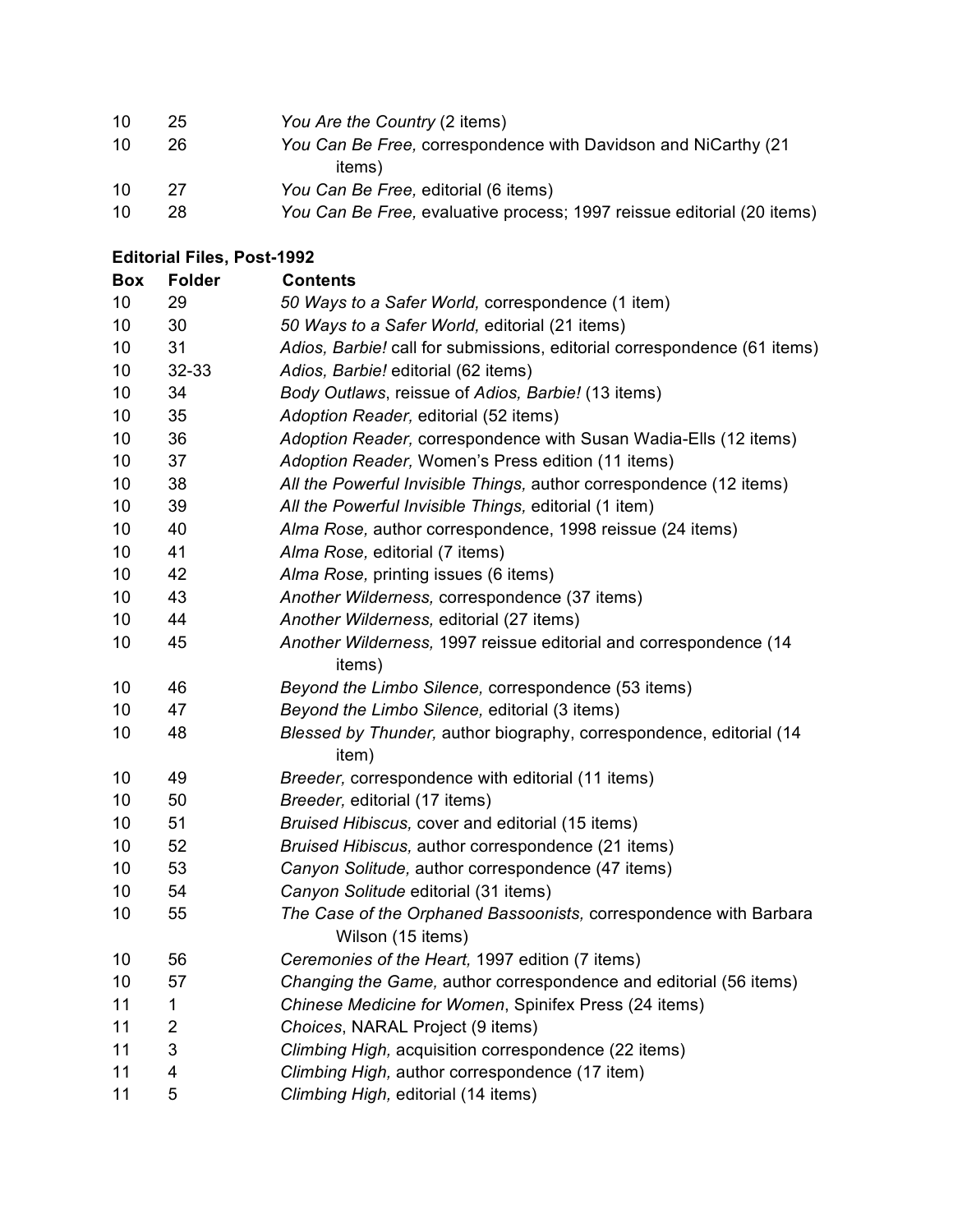| | | |
|---|---|---|
| 10 | 25 | *You Are the Country* (2 items) |
| 10 | 26 | *You Can Be Free,* correspondence with Davidson and NiCarthy (21 items) |
| 10 | 27 | *You Can Be Free,* editorial (6 items) |
| 10 | 28 | *You Can Be Free,* evaluative process; 1997 reissue editorial (20 items) |

**Editorial Files, Post-1992**

| Box | Folder | Contents |
|---|---|---|
| 10 | 29 | *50 Ways to a Safer World,* correspondence (1 item) |
| 10 | 30 | *50 Ways to a Safer World,* editorial (21 items) |
| 10 | 31 | *Adios, Barbie!* call for submissions, editorial correspondence (61 items) |
| 10 | 32-33 | *Adios, Barbie!* editorial (62 items) |
| 10 | 34 | *Body Outlaws*, reissue of *Adios, Barbie!* (13 items) |
| 10 | 35 | *Adoption Reader,* editorial (52 items) |
| 10 | 36 | *Adoption Reader,* correspondence with Susan Wadia-Ells (12 items) |
| 10 | 37 | *Adoption Reader,* Women's Press edition (11 items) |
| 10 | 38 | *All the Powerful Invisible Things,* author correspondence (12 items) |
| 10 | 39 | *All the Powerful Invisible Things,* editorial (1 item) |
| 10 | 40 | *Alma Rose,* author correspondence, 1998 reissue (24 items) |
| 10 | 41 | *Alma Rose,* editorial (7 items) |
| 10 | 42 | *Alma Rose,* printing issues (6 items) |
| 10 | 43 | *Another Wilderness,* correspondence (37 items) |
| 10 | 44 | *Another Wilderness,* editorial (27 items) |
| 10 | 45 | *Another Wilderness,* 1997 reissue editorial and correspondence (14 items) |
| 10 | 46 | *Beyond the Limbo Silence,* correspondence (53 items) |
| 10 | 47 | *Beyond the Limbo Silence,* editorial (3 items) |
| 10 | 48 | *Blessed by Thunder,* author biography, correspondence, editorial (14 item) |
| 10 | 49 | *Breeder,* correspondence with editorial (11 items) |
| 10 | 50 | *Breeder,* editorial (17 items) |
| 10 | 51 | *Bruised Hibiscus,* cover and editorial (15 items) |
| 10 | 52 | *Bruised Hibiscus,* author correspondence (21 items) |
| 10 | 53 | *Canyon Solitude,* author correspondence (47 items) |
| 10 | 54 | *Canyon Solitude* editorial (31 items) |
| 10 | 55 | *The Case of the Orphaned Bassoonists,* correspondence with Barbara Wilson (15 items) |
| 10 | 56 | *Ceremonies of the Heart,* 1997 edition (7 items) |
| 10 | 57 | *Changing the Game,* author correspondence and editorial (56 items) |
| 11 | 1 | *Chinese Medicine for Women*, Spinifex Press (24 items) |
| 11 | 2 | *Choices*, NARAL Project (9 items) |
| 11 | 3 | *Climbing High,* acquisition correspondence (22 items) |
| 11 | 4 | *Climbing High,* author correspondence (17 item) |
| 11 | 5 | *Climbing High,* editorial (14 items) |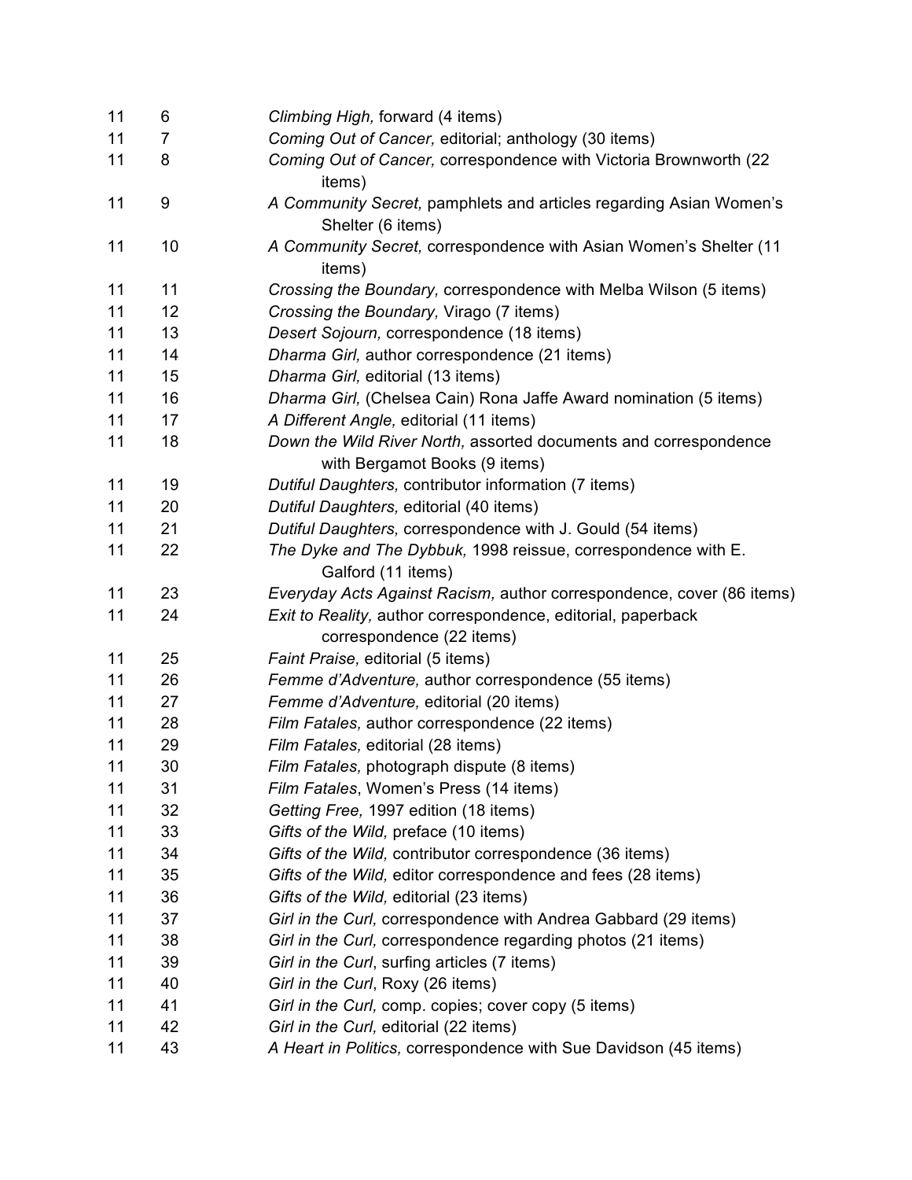| | | |
|---|---|---|
| 11 | 6 | *Climbing High,* forward (4 items) |
| 11 | 7 | *Coming Out of Cancer,* editorial; anthology (30 items) |
| 11 | 8 | *Coming Out of Cancer,* correspondence with Victoria Brownworth (22 items) |
| 11 | 9 | *A Community Secret,* pamphlets and articles regarding Asian Women's Shelter (6 items) |
| 11 | 10 | *A Community Secret,* correspondence with Asian Women's Shelter (11 items) |
| 11 | 11 | *Crossing the Boundary,* correspondence with Melba Wilson (5 items) |
| 11 | 12 | *Crossing the Boundary,* Virago (7 items) |
| 11 | 13 | *Desert Sojourn,* correspondence (18 items) |
| 11 | 14 | *Dharma Girl,* author correspondence (21 items) |
| 11 | 15 | *Dharma Girl,* editorial (13 items) |
| 11 | 16 | *Dharma Girl,* (Chelsea Cain) Rona Jaffe Award nomination (5 items) |
| 11 | 17 | *A Different Angle,* editorial (11 items) |
| 11 | 18 | *Down the Wild River North,* assorted documents and correspondence with Bergamot Books (9 items) |
| 11 | 19 | *Dutiful Daughters,* contributor information (7 items) |
| 11 | 20 | *Dutiful Daughters,* editorial (40 items) |
| 11 | 21 | *Dutiful Daughters,* correspondence with J. Gould (54 items) |
| 11 | 22 | *The Dyke and The Dybbuk,* 1998 reissue, correspondence with E. Galford (11 items) |
| 11 | 23 | *Everyday Acts Against Racism,* author correspondence, cover (86 items) |
| 11 | 24 | *Exit to Reality,* author correspondence, editorial, paperback correspondence (22 items) |
| 11 | 25 | *Faint Praise,* editorial (5 items) |
| 11 | 26 | *Femme d'Adventure,* author correspondence (55 items) |
| 11 | 27 | *Femme d'Adventure,* editorial (20 items) |
| 11 | 28 | *Film Fatales,* author correspondence (22 items) |
| 11 | 29 | *Film Fatales,* editorial (28 items) |
| 11 | 30 | *Film Fatales,* photograph dispute (8 items) |
| 11 | 31 | *Film Fatales*, Women's Press (14 items) |
| 11 | 32 | *Getting Free,* 1997 edition (18 items) |
| 11 | 33 | *Gifts of the Wild,* preface (10 items) |
| 11 | 34 | *Gifts of the Wild,* contributor correspondence (36 items) |
| 11 | 35 | *Gifts of the Wild,* editor correspondence and fees (28 items) |
| 11 | 36 | *Gifts of the Wild,* editorial (23 items) |
| 11 | 37 | *Girl in the Curl,* correspondence with Andrea Gabbard (29 items) |
| 11 | 38 | *Girl in the Curl,* correspondence regarding photos (21 items) |
| 11 | 39 | *Girl in the Curl*, surfing articles (7 items) |
| 11 | 40 | *Girl in the Curl*, Roxy (26 items) |
| 11 | 41 | *Girl in the Curl,* comp. copies; cover copy (5 items) |
| 11 | 42 | *Girl in the Curl,* editorial (22 items) |
| 11 | 43 | *A Heart in Politics,* correspondence with Sue Davidson (45 items) |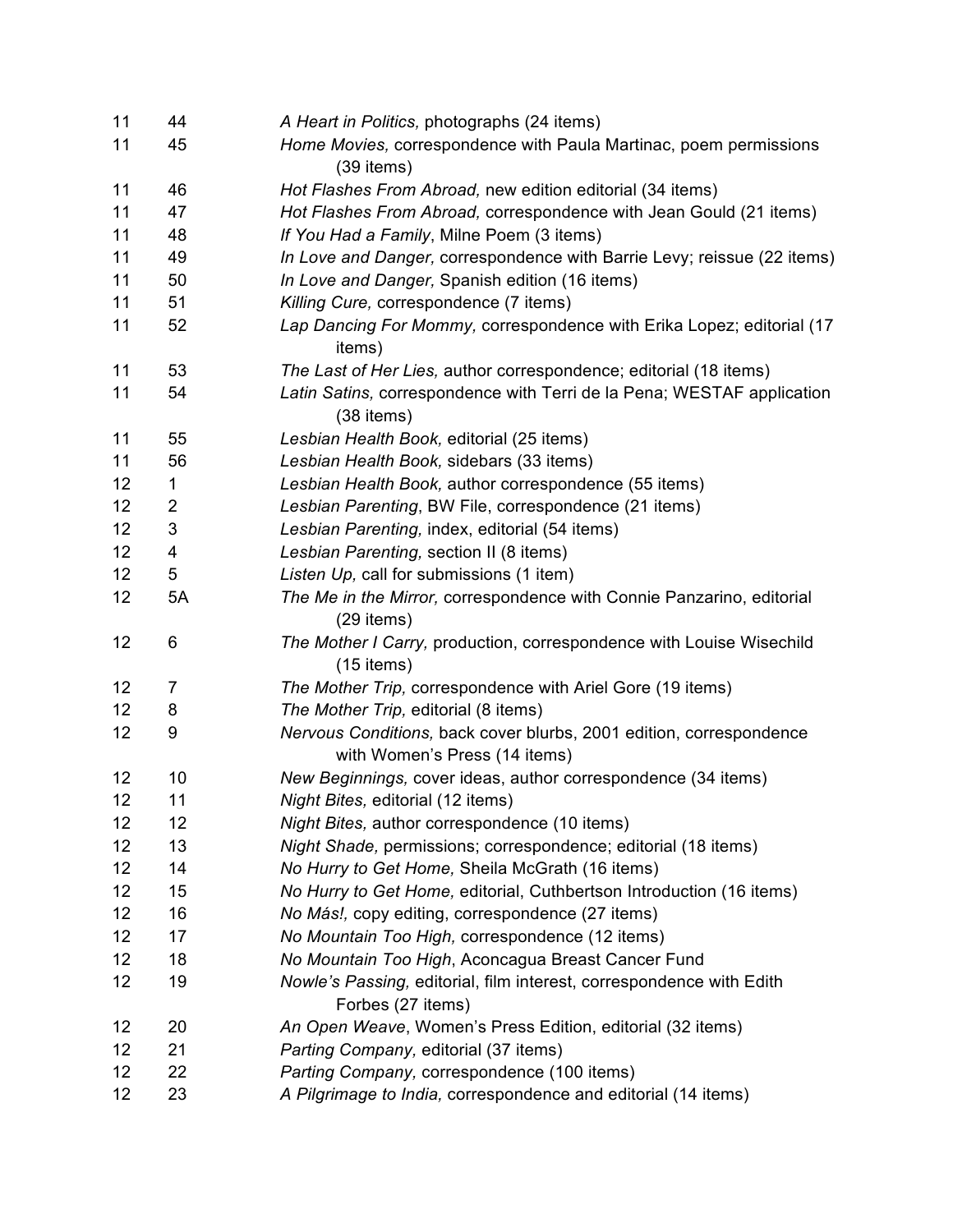| | | |
|---|---|---|
| 11 | 44 | *A Heart in Politics,* photographs (24 items) |
| 11 | 45 | *Home Movies,* correspondence with Paula Martinac, poem permissions (39 items) |
| 11 | 46 | *Hot Flashes From Abroad,* new edition editorial (34 items) |
| 11 | 47 | *Hot Flashes From Abroad,* correspondence with Jean Gould (21 items) |
| 11 | 48 | *If You Had a Family*, Milne Poem (3 items) |
| 11 | 49 | *In Love and Danger,* correspondence with Barrie Levy; reissue (22 items) |
| 11 | 50 | *In Love and Danger,* Spanish edition (16 items) |
| 11 | 51 | *Killing Cure,* correspondence (7 items) |
| 11 | 52 | *Lap Dancing For Mommy,* correspondence with Erika Lopez; editorial (17 items) |
| 11 | 53 | *The Last of Her Lies,* author correspondence; editorial (18 items) |
| 11 | 54 | *Latin Satins,* correspondence with Terri de la Pena; WESTAF application (38 items) |
| 11 | 55 | *Lesbian Health Book,* editorial (25 items) |
| 11 | 56 | *Lesbian Health Book,* sidebars (33 items) |
| 12 | 1 | *Lesbian Health Book,* author correspondence (55 items) |
| 12 | 2 | *Lesbian Parenting*, BW File, correspondence (21 items) |
| 12 | 3 | *Lesbian Parenting,* index, editorial (54 items) |
| 12 | 4 | *Lesbian Parenting,* section II (8 items) |
| 12 | 5 | *Listen Up,* call for submissions (1 item) |
| 12 | 5A | *The Me in the Mirror,* correspondence with Connie Panzarino, editorial (29 items) |
| 12 | 6 | *The Mother I Carry,* production, correspondence with Louise Wisechild (15 items) |
| 12 | 7 | *The Mother Trip,* correspondence with Ariel Gore (19 items) |
| 12 | 8 | *The Mother Trip,* editorial (8 items) |
| 12 | 9 | *Nervous Conditions,* back cover blurbs, 2001 edition, correspondence with Women's Press (14 items) |
| 12 | 10 | *New Beginnings,* cover ideas, author correspondence (34 items) |
| 12 | 11 | *Night Bites,* editorial (12 items) |
| 12 | 12 | *Night Bites,* author correspondence (10 items) |
| 12 | 13 | *Night Shade,* permissions; correspondence; editorial (18 items) |
| 12 | 14 | *No Hurry to Get Home,* Sheila McGrath (16 items) |
| 12 | 15 | *No Hurry to Get Home,* editorial, Cuthbertson Introduction (16 items) |
| 12 | 16 | *No Más!,* copy editing, correspondence (27 items) |
| 12 | 17 | *No Mountain Too High,* correspondence (12 items) |
| 12 | 18 | *No Mountain Too High*, Aconcagua Breast Cancer Fund |
| 12 | 19 | *Nowle's Passing,* editorial, film interest, correspondence with Edith Forbes (27 items) |
| 12 | 20 | *An Open Weave*, Women's Press Edition, editorial (32 items) |
| 12 | 21 | *Parting Company,* editorial (37 items) |
| 12 | 22 | *Parting Company,* correspondence (100 items) |
| 12 | 23 | *A Pilgrimage to India,* correspondence and editorial (14 items) |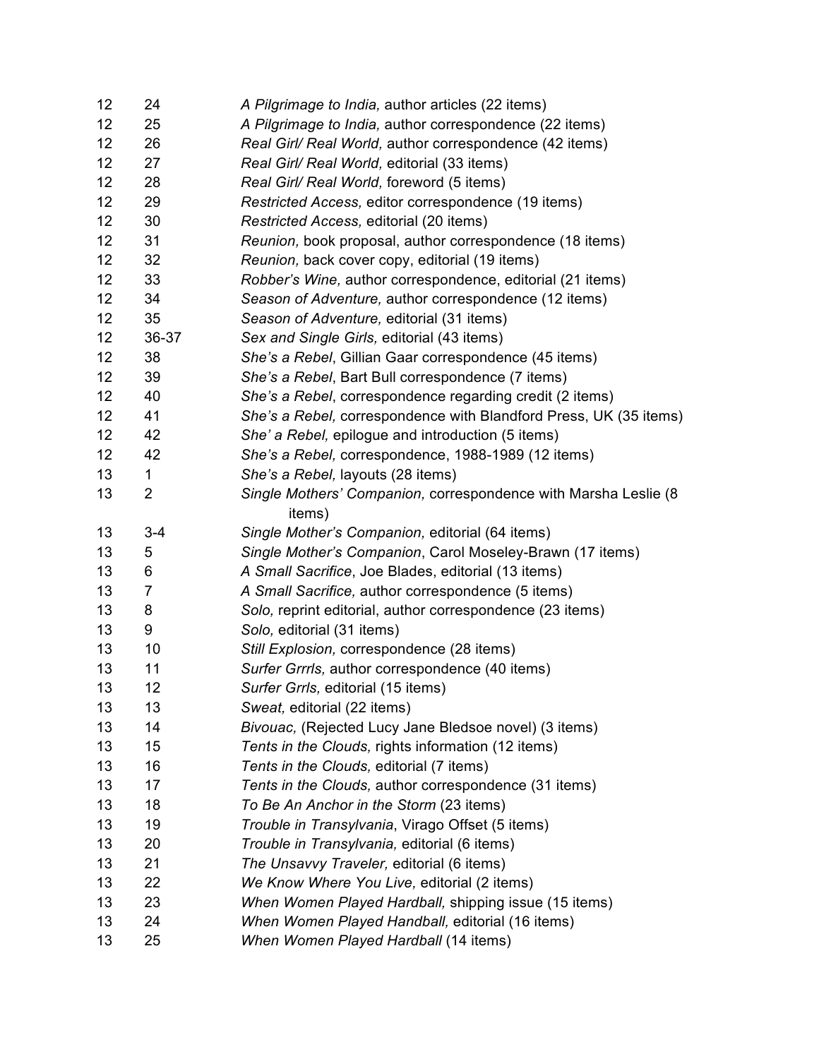| | | |
|---|---|---|
| 12 | 24 | *A Pilgrimage to India,* author articles (22 items) |
| 12 | 25 | *A Pilgrimage to India,* author correspondence (22 items) |
| 12 | 26 | *Real Girl/ Real World,* author correspondence (42 items) |
| 12 | 27 | *Real Girl/ Real World,* editorial (33 items) |
| 12 | 28 | *Real Girl/ Real World,* foreword (5 items) |
| 12 | 29 | *Restricted Access,* editor correspondence (19 items) |
| 12 | 30 | *Restricted Access,* editorial (20 items) |
| 12 | 31 | *Reunion,* book proposal, author correspondence (18 items) |
| 12 | 32 | *Reunion,* back cover copy, editorial (19 items) |
| 12 | 33 | *Robber's Wine,* author correspondence, editorial (21 items) |
| 12 | 34 | *Season of Adventure,* author correspondence (12 items) |
| 12 | 35 | *Season of Adventure,* editorial (31 items) |
| 12 | 36-37 | *Sex and Single Girls,* editorial (43 items) |
| 12 | 38 | *She's a Rebel*, Gillian Gaar correspondence (45 items) |
| 12 | 39 | *She's a Rebel*, Bart Bull correspondence (7 items) |
| 12 | 40 | *She's a Rebel*, correspondence regarding credit (2 items) |
| 12 | 41 | *She's a Rebel,* correspondence with Blandford Press, UK (35 items) |
| 12 | 42 | *She' a Rebel,* epilogue and introduction (5 items) |
| 12 | 42 | *She's a Rebel,* correspondence, 1988-1989 (12 items) |
| 13 | 1 | *She's a Rebel,* layouts (28 items) |
| 13 | 2 | *Single Mothers' Companion,* correspondence with Marsha Leslie (8 items) |
| 13 | 3-4 | *Single Mother's Companion,* editorial (64 items) |
| 13 | 5 | *Single Mother's Companion*, Carol Moseley-Brawn (17 items) |
| 13 | 6 | *A Small Sacrifice*, Joe Blades, editorial (13 items) |
| 13 | 7 | *A Small Sacrifice,* author correspondence (5 items) |
| 13 | 8 | *Solo,* reprint editorial, author correspondence (23 items) |
| 13 | 9 | *Solo,* editorial (31 items) |
| 13 | 10 | *Still Explosion,* correspondence (28 items) |
| 13 | 11 | *Surfer Grrrls,* author correspondence (40 items) |
| 13 | 12 | *Surfer Grrls,* editorial (15 items) |
| 13 | 13 | *Sweat,* editorial (22 items) |
| 13 | 14 | *Bivouac,* (Rejected Lucy Jane Bledsoe novel) (3 items) |
| 13 | 15 | *Tents in the Clouds,* rights information (12 items) |
| 13 | 16 | *Tents in the Clouds,* editorial (7 items) |
| 13 | 17 | *Tents in the Clouds,* author correspondence (31 items) |
| 13 | 18 | *To Be An Anchor in the Storm* (23 items) |
| 13 | 19 | *Trouble in Transylvania*, Virago Offset (5 items) |
| 13 | 20 | *Trouble in Transylvania,* editorial (6 items) |
| 13 | 21 | *The Unsavvy Traveler,* editorial (6 items) |
| 13 | 22 | *We Know Where You Live,* editorial (2 items) |
| 13 | 23 | *When Women Played Hardball,* shipping issue (15 items) |
| 13 | 24 | *When Women Played Handball,* editorial (16 items) |
| 13 | 25 | *When Women Played Hardball* (14 items) |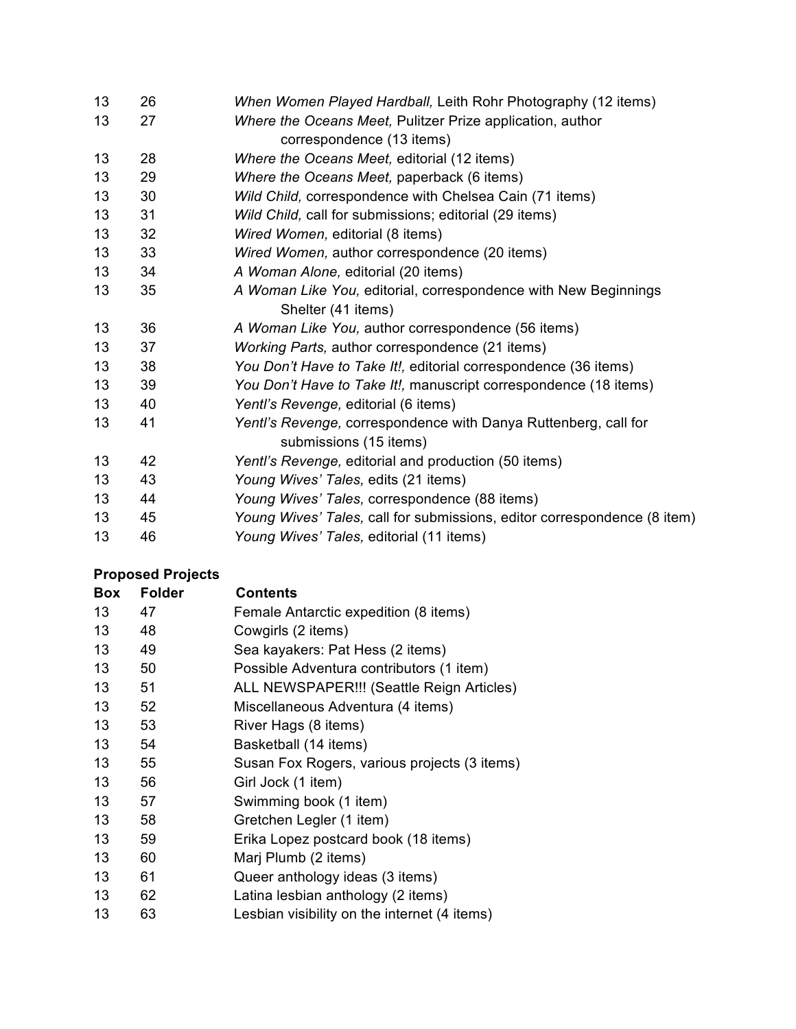| Box | Folder | Contents |
|---|---|---|
| 13 | 26 | *When Women Played Hardball,* Leith Rohr Photography (12 items) |
| 13 | 27 | *Where the Oceans Meet,* Pulitzer Prize application, author correspondence (13 items) |
| 13 | 28 | *Where the Oceans Meet,* editorial (12 items) |
| 13 | 29 | *Where the Oceans Meet,* paperback (6 items) |
| 13 | 30 | *Wild Child,* correspondence with Chelsea Cain (71 items) |
| 13 | 31 | *Wild Child,* call for submissions; editorial (29 items) |
| 13 | 32 | *Wired Women,* editorial (8 items) |
| 13 | 33 | *Wired Women,* author correspondence (20 items) |
| 13 | 34 | *A Woman Alone,* editorial (20 items) |
| 13 | 35 | *A Woman Like You,* editorial, correspondence with New Beginnings Shelter (41 items) |
| 13 | 36 | *A Woman Like You,* author correspondence (56 items) |
| 13 | 37 | *Working Parts,* author correspondence (21 items) |
| 13 | 38 | *You Don't Have to Take It!,* editorial correspondence (36 items) |
| 13 | 39 | *You Don't Have to Take It!,* manuscript correspondence (18 items) |
| 13 | 40 | *Yentl's Revenge,* editorial (6 items) |
| 13 | 41 | *Yentl's Revenge,* correspondence with Danya Ruttenberg, call for submissions (15 items) |
| 13 | 42 | *Yentl's Revenge,* editorial and production (50 items) |
| 13 | 43 | *Young Wives' Tales,* edits (21 items) |
| 13 | 44 | *Young Wives' Tales,* correspondence (88 items) |
| 13 | 45 | *Young Wives' Tales,* call for submissions, editor correspondence (8 item) |
| 13 | 46 | *Young Wives' Tales,* editorial (11 items) |

**Proposed Projects**

| Box | Folder | Contents |
|---|---|---|
| 13 | 47 | Female Antarctic expedition (8 items) |
| 13 | 48 | Cowgirls (2 items) |
| 13 | 49 | Sea kayakers: Pat Hess (2 items) |
| 13 | 50 | Possible Adventura contributors (1 item) |
| 13 | 51 | ALL NEWSPAPER!!! (Seattle Reign Articles) |
| 13 | 52 | Miscellaneous Adventura (4 items) |
| 13 | 53 | River Hags (8 items) |
| 13 | 54 | Basketball (14 items) |
| 13 | 55 | Susan Fox Rogers, various projects (3 items) |
| 13 | 56 | Girl Jock (1 item) |
| 13 | 57 | Swimming book (1 item) |
| 13 | 58 | Gretchen Legler (1 item) |
| 13 | 59 | Erika Lopez postcard book (18 items) |
| 13 | 60 | Marj Plumb (2 items) |
| 13 | 61 | Queer anthology ideas (3 items) |
| 13 | 62 | Latina lesbian anthology (2 items) |
| 13 | 63 | Lesbian visibility on the internet (4 items) |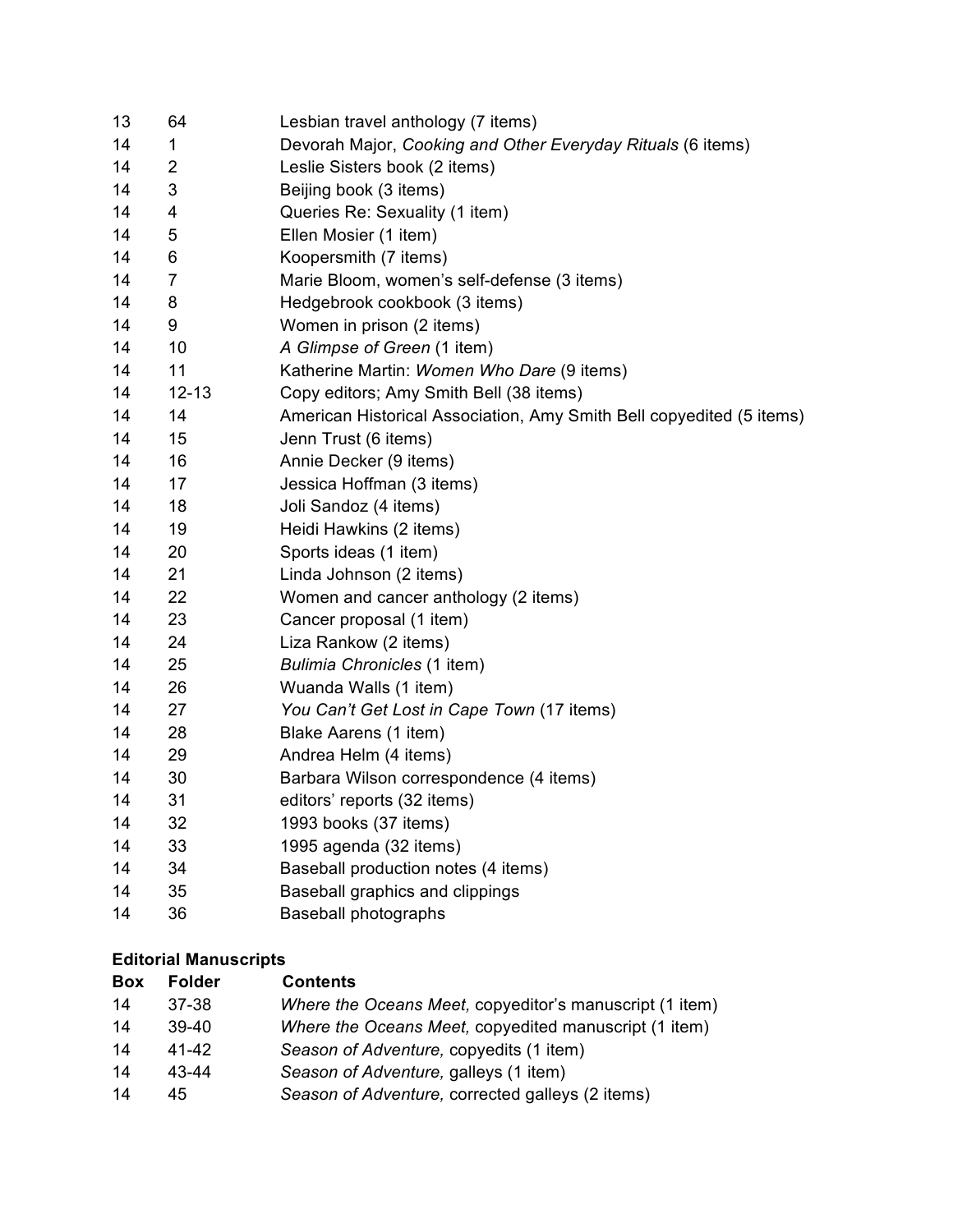| | | |
|---|---|---|
| 13 | 64 | Lesbian travel anthology (7 items) |
| 14 | 1 | Devorah Major, *Cooking and Other Everyday Rituals* (6 items) |
| 14 | 2 | Leslie Sisters book (2 items) |
| 14 | 3 | Beijing book (3 items) |
| 14 | 4 | Queries Re: Sexuality (1 item) |
| 14 | 5 | Ellen Mosier (1 item) |
| 14 | 6 | Koopersmith (7 items) |
| 14 | 7 | Marie Bloom, women's self-defense (3 items) |
| 14 | 8 | Hedgebrook cookbook (3 items) |
| 14 | 9 | Women in prison (2 items) |
| 14 | 10 | *A Glimpse of Green* (1 item) |
| 14 | 11 | Katherine Martin: *Women Who Dare* (9 items) |
| 14 | 12-13 | Copy editors; Amy Smith Bell (38 items) |
| 14 | 14 | American Historical Association, Amy Smith Bell copyedited (5 items) |
| 14 | 15 | Jenn Trust (6 items) |
| 14 | 16 | Annie Decker (9 items) |
| 14 | 17 | Jessica Hoffman (3 items) |
| 14 | 18 | Joli Sandoz (4 items) |
| 14 | 19 | Heidi Hawkins (2 items) |
| 14 | 20 | Sports ideas (1 item) |
| 14 | 21 | Linda Johnson (2 items) |
| 14 | 22 | Women and cancer anthology (2 items) |
| 14 | 23 | Cancer proposal (1 item) |
| 14 | 24 | Liza Rankow (2 items) |
| 14 | 25 | *Bulimia Chronicles* (1 item) |
| 14 | 26 | Wuanda Walls (1 item) |
| 14 | 27 | *You Can't Get Lost in Cape Town* (17 items) |
| 14 | 28 | Blake Aarens (1 item) |
| 14 | 29 | Andrea Helm (4 items) |
| 14 | 30 | Barbara Wilson correspondence (4 items) |
| 14 | 31 | editors' reports (32 items) |
| 14 | 32 | 1993 books (37 items) |
| 14 | 33 | 1995 agenda (32 items) |
| 14 | 34 | Baseball production notes (4 items) |
| 14 | 35 | Baseball graphics and clippings |
| 14 | 36 | Baseball photographs |

**Editorial Manuscripts**

| Box | Folder | Contents |
|---|---|---|
| 14 | 37-38 | *Where the Oceans Meet,* copyeditor's manuscript (1 item) |
| 14 | 39-40 | *Where the Oceans Meet,* copyedited manuscript (1 item) |
| 14 | 41-42 | *Season of Adventure,* copyedits (1 item) |
| 14 | 43-44 | *Season of Adventure,* galleys (1 item) |
| 14 | 45 | *Season of Adventure,* corrected galleys (2 items) |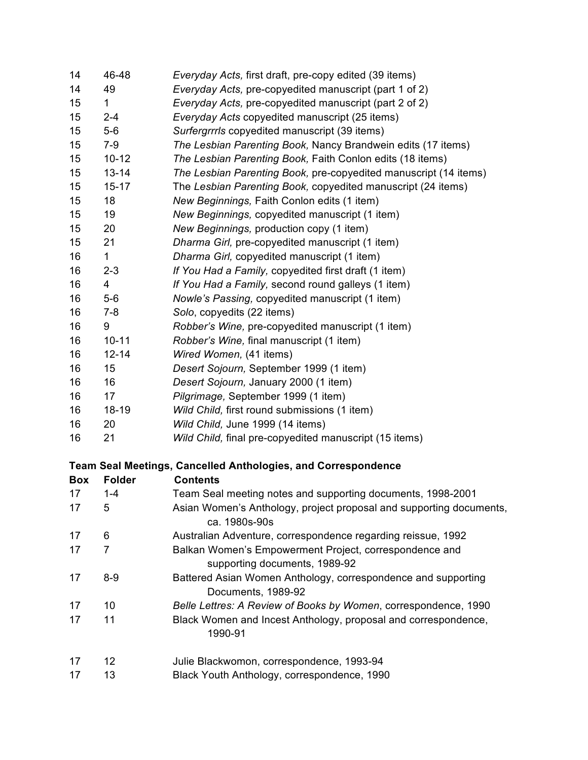| | | |
|---|---|---|
| 14 | 46-48 | *Everyday Acts,* first draft, pre-copy edited (39 items) |
| 14 | 49 | *Everyday Acts,* pre-copyedited manuscript (part 1 of 2) |
| 15 | 1 | *Everyday Acts,* pre-copyedited manuscript (part 2 of 2) |
| 15 | 2-4 | *Everyday Acts* copyedited manuscript (25 items) |
| 15 | 5-6 | *Surfergrrrls* copyedited manuscript (39 items) |
| 15 | 7-9 | *The Lesbian Parenting Book,* Nancy Brandwein edits (17 items) |
| 15 | 10-12 | *The Lesbian Parenting Book,* Faith Conlon edits (18 items) |
| 15 | 13-14 | *The Lesbian Parenting Book,* pre-copyedited manuscript (14 items) |
| 15 | 15-17 | The *Lesbian Parenting Book,* copyedited manuscript (24 items) |
| 15 | 18 | *New Beginnings,* Faith Conlon edits (1 item) |
| 15 | 19 | *New Beginnings,* copyedited manuscript (1 item) |
| 15 | 20 | *New Beginnings,* production copy (1 item) |
| 15 | 21 | *Dharma Girl,* pre-copyedited manuscript (1 item) |
| 16 | 1 | *Dharma Girl,* copyedited manuscript (1 item) |
| 16 | 2-3 | *If You Had a Family,* copyedited first draft (1 item) |
| 16 | 4 | *If You Had a Family,* second round galleys (1 item) |
| 16 | 5-6 | *Nowle's Passing,* copyedited manuscript (1 item) |
| 16 | 7-8 | *Solo*, copyedits (22 items) |
| 16 | 9 | *Robber's Wine,* pre-copyedited manuscript (1 item) |
| 16 | 10-11 | *Robber's Wine,* final manuscript (1 item) |
| 16 | 12-14 | *Wired Women,* (41 items) |
| 16 | 15 | *Desert Sojourn,* September 1999 (1 item) |
| 16 | 16 | *Desert Sojourn,* January 2000 (1 item) |
| 16 | 17 | *Pilgrimage,* September 1999 (1 item) |
| 16 | 18-19 | *Wild Child,* first round submissions (1 item) |
| 16 | 20 | *Wild Child,* June 1999 (14 items) |
| 16 | 21 | *Wild Child,* final pre-copyedited manuscript (15 items) |

**Team Seal Meetings, Cancelled Anthologies, and Correspondence**

| Box | Folder | Contents |
|---|---|---|
| 17 | 1-4 | Team Seal meeting notes and supporting documents, 1998-2001 |
| 17 | 5 | Asian Women's Anthology, project proposal and supporting documents, ca. 1980s-90s |
| 17 | 6 | Australian Adventure, correspondence regarding reissue, 1992 |
| 17 | 7 | Balkan Women's Empowerment Project, correspondence and supporting documents, 1989-92 |
| 17 | 8-9 | Battered Asian Women Anthology, correspondence and supporting Documents, 1989-92 |
| 17 | 10 | *Belle Lettres: A Review of Books by Women*, correspondence, 1990 |
| 17 | 11 | Black Women and Incest Anthology, proposal and correspondence, 1990-91 |
| 17 | 12 | Julie Blackwomon, correspondence, 1993-94 |
| 17 | 13 | Black Youth Anthology, correspondence, 1990 |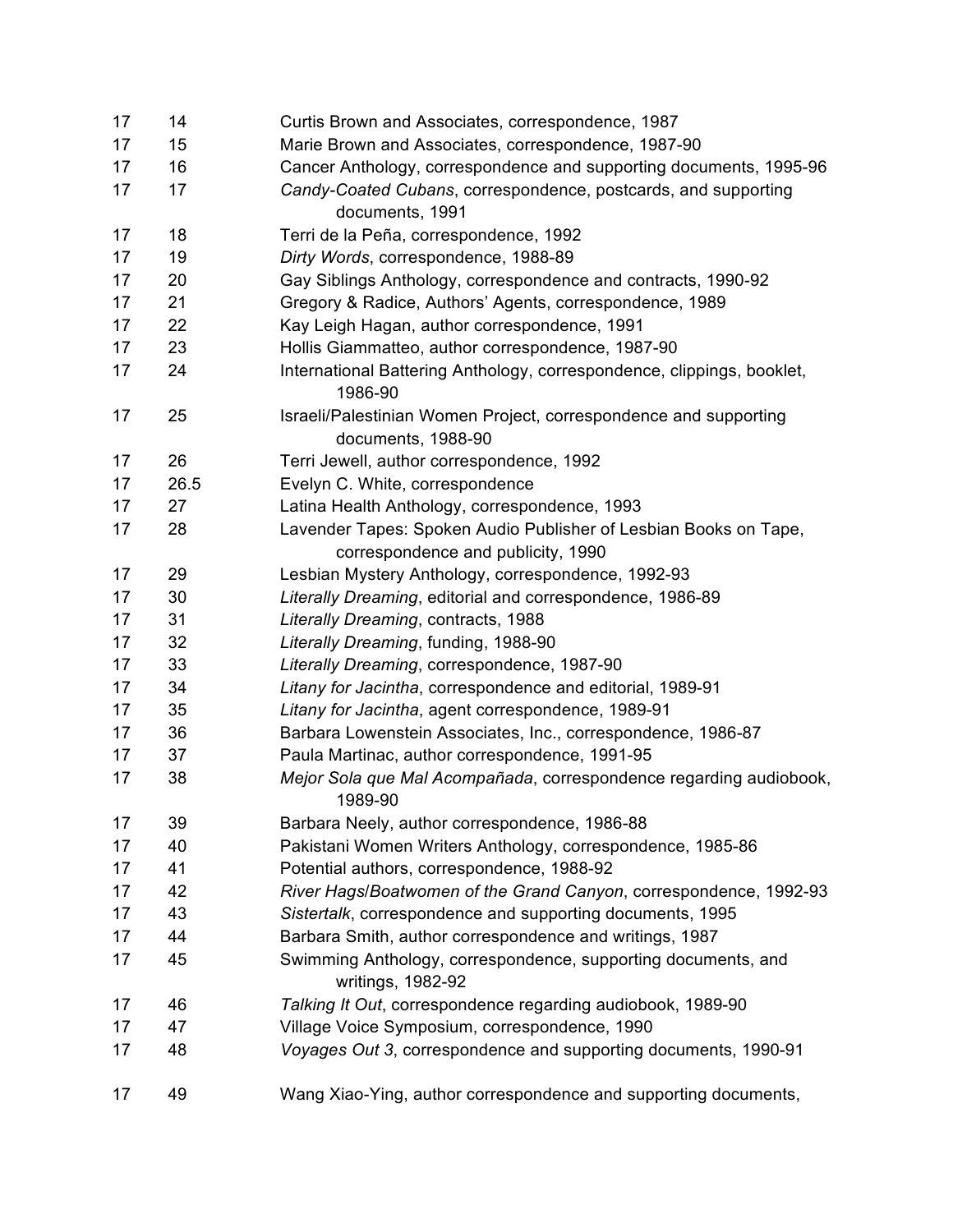| | | |
|---|---|---|
| 17 | 14 | Curtis Brown and Associates, correspondence, 1987 |
| 17 | 15 | Marie Brown and Associates, correspondence, 1987-90 |
| 17 | 16 | Cancer Anthology, correspondence and supporting documents, 1995-96 |
| 17 | 17 | *Candy-Coated Cubans*, correspondence, postcards, and supporting documents, 1991 |
| 17 | 18 | Terri de la Peña, correspondence, 1992 |
| 17 | 19 | *Dirty Words*, correspondence, 1988-89 |
| 17 | 20 | Gay Siblings Anthology, correspondence and contracts, 1990-92 |
| 17 | 21 | Gregory & Radice, Authors' Agents, correspondence, 1989 |
| 17 | 22 | Kay Leigh Hagan, author correspondence, 1991 |
| 17 | 23 | Hollis Giammatteo, author correspondence, 1987-90 |
| 17 | 24 | International Battering Anthology, correspondence, clippings, booklet, 1986-90 |
| 17 | 25 | Israeli/Palestinian Women Project, correspondence and supporting documents, 1988-90 |
| 17 | 26 | Terri Jewell, author correspondence, 1992 |
| 17 | 26.5 | Evelyn C. White, correspondence |
| 17 | 27 | Latina Health Anthology, correspondence, 1993 |
| 17 | 28 | Lavender Tapes: Spoken Audio Publisher of Lesbian Books on Tape, correspondence and publicity, 1990 |
| 17 | 29 | Lesbian Mystery Anthology, correspondence, 1992-93 |
| 17 | 30 | *Literally Dreaming*, editorial and correspondence, 1986-89 |
| 17 | 31 | *Literally Dreaming*, contracts, 1988 |
| 17 | 32 | *Literally Dreaming*, funding, 1988-90 |
| 17 | 33 | *Literally Dreaming*, correspondence, 1987-90 |
| 17 | 34 | *Litany for Jacintha*, correspondence and editorial, 1989-91 |
| 17 | 35 | *Litany for Jacintha*, agent correspondence, 1989-91 |
| 17 | 36 | Barbara Lowenstein Associates, Inc., correspondence, 1986-87 |
| 17 | 37 | Paula Martinac, author correspondence, 1991-95 |
| 17 | 38 | *Mejor Sola que Mal Acompañada*, correspondence regarding audiobook, 1989-90 |
| 17 | 39 | Barbara Neely, author correspondence, 1986-88 |
| 17 | 40 | Pakistani Women Writers Anthology, correspondence, 1985-86 |
| 17 | 41 | Potential authors, correspondence, 1988-92 |
| 17 | 42 | *River Hags*/*Boatwomen of the Grand Canyon*, correspondence, 1992-93 |
| 17 | 43 | *Sistertalk*, correspondence and supporting documents, 1995 |
| 17 | 44 | Barbara Smith, author correspondence and writings, 1987 |
| 17 | 45 | Swimming Anthology, correspondence, supporting documents, and writings, 1982-92 |
| 17 | 46 | *Talking It Out*, correspondence regarding audiobook, 1989-90 |
| 17 | 47 | Village Voice Symposium, correspondence, 1990 |
| 17 | 48 | *Voyages Out 3*, correspondence and supporting documents, 1990-91 |
| 17 | 49 | Wang Xiao-Ying, author correspondence and supporting documents, |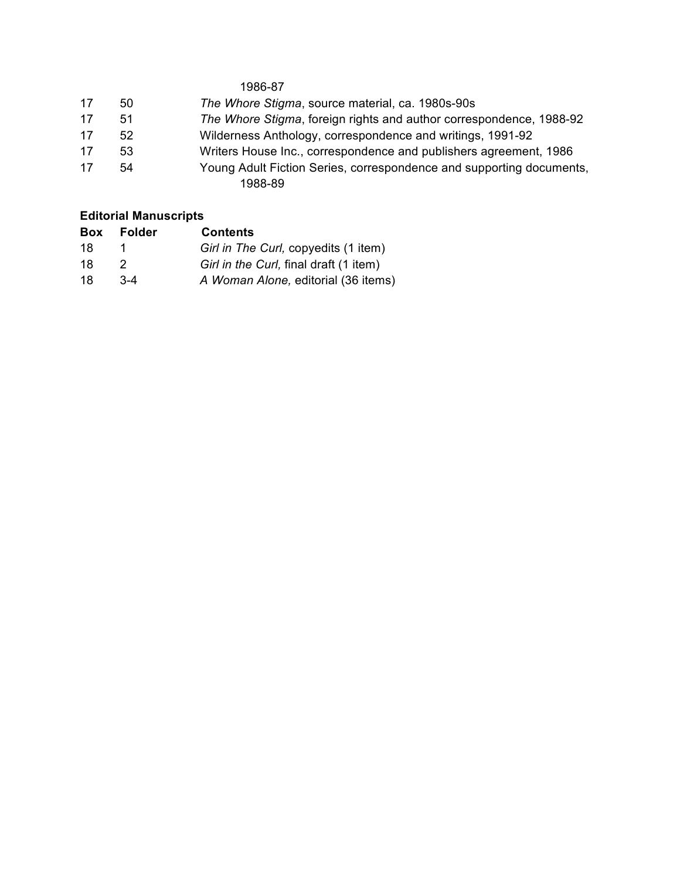| | | |
|---|---|---|
| | | 1986-87 |
| 17 | 50 | *The Whore Stigma*, source material, ca. 1980s-90s |
| 17 | 51 | *The Whore Stigma*, foreign rights and author correspondence, 1988-92 |
| 17 | 52 | Wilderness Anthology, correspondence and writings, 1991-92 |
| 17 | 53 | Writers House Inc., correspondence and publishers agreement, 1986 |
| 17 | 54 | Young Adult Fiction Series, correspondence and supporting documents, 1988-89 |

**Editorial Manuscripts**

| Box | Folder | Contents |
|---|---|---|
| 18 | 1 | *Girl in The Curl,* copyedits (1 item) |
| 18 | 2 | *Girl in the Curl,* final draft (1 item) |
| 18 | 3-4 | *A Woman Alone,* editorial (36 items) |